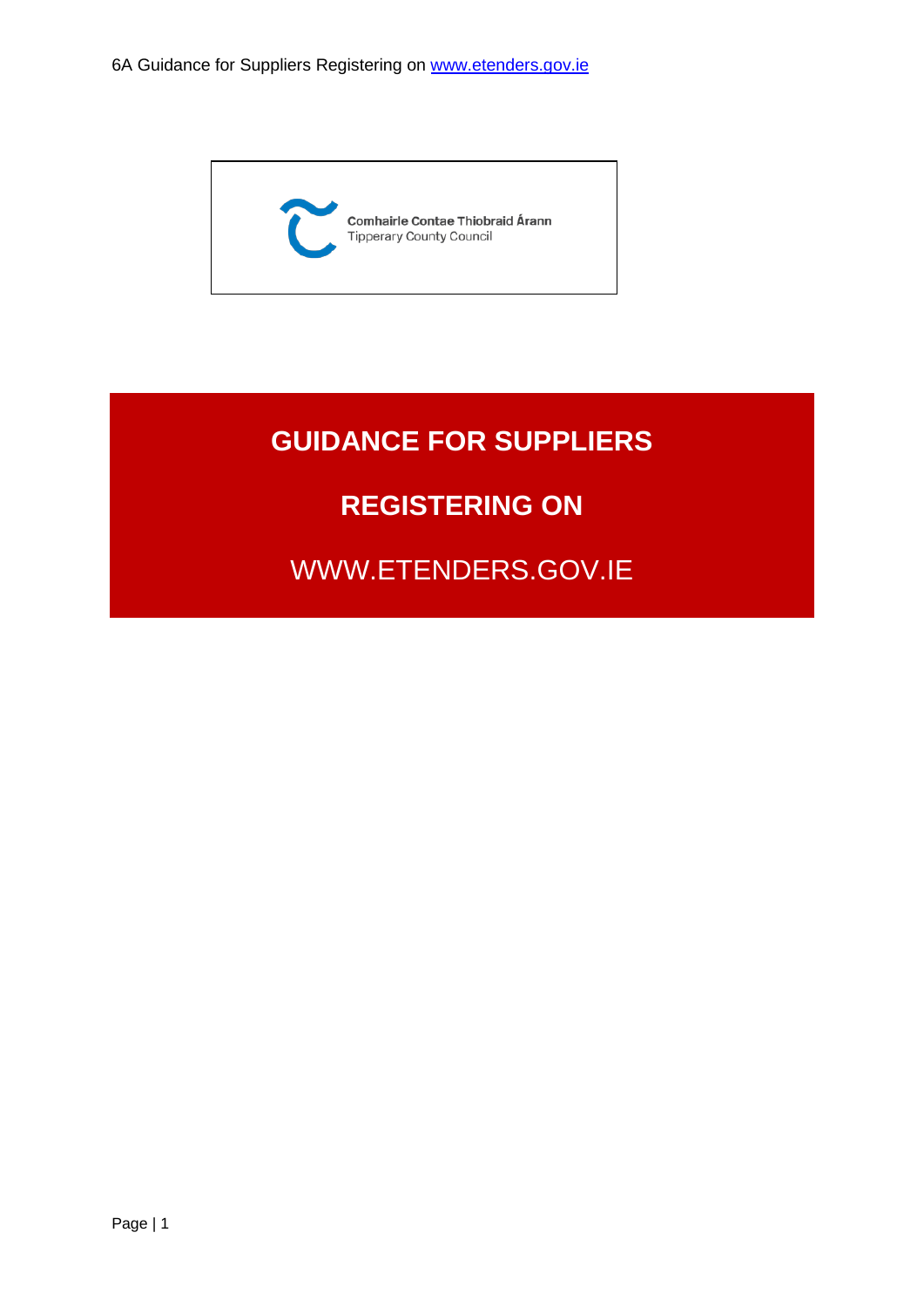Comhairle Contae Thiobraid Árann
Tipperary County Council

# GUIDANCE FOR SUPPLIERS

# REGISTERING ON

# WWW.ETENDERS.GOV.IE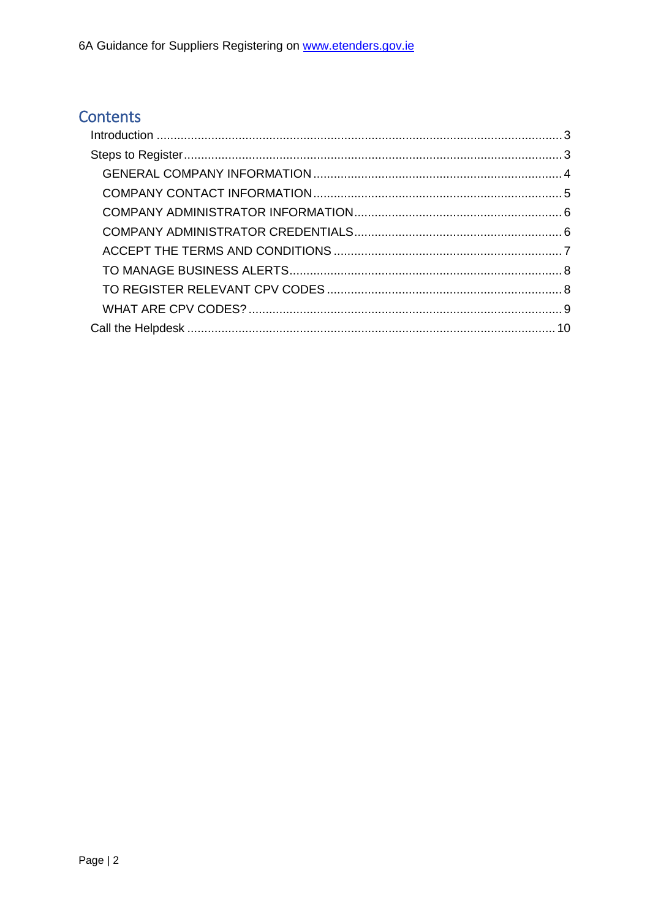# Contents

- Introduction ... 3
- Steps to Register ... 3
  - GENERAL COMPANY INFORMATION ... 4
  - COMPANY CONTACT INFORMATION ... 5
  - COMPANY ADMINISTRATOR INFORMATION ... 6
  - COMPANY ADMINISTRATOR CREDENTIALS ... 6
  - ACCEPT THE TERMS AND CONDITIONS ... 7
  - TO MANAGE BUSINESS ALERTS ... 8
  - TO REGISTER RELEVANT CPV CODES ... 8
  - WHAT ARE CPV CODES? ... 9
- Call the Helpdesk ... 10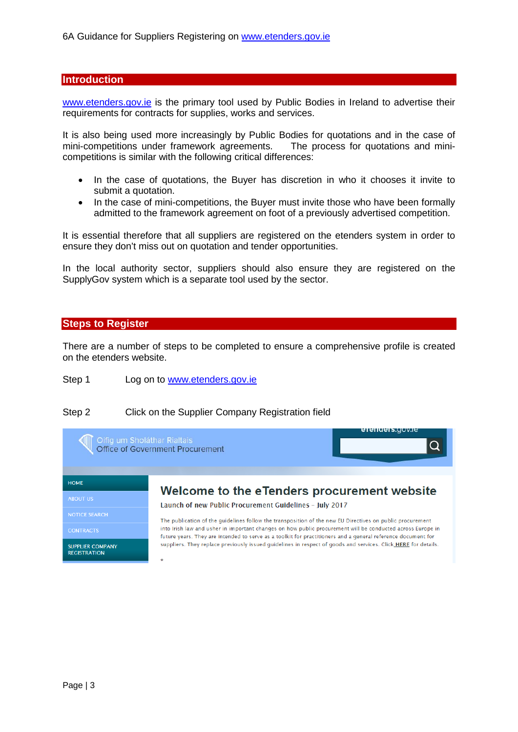6A Guidance for Suppliers Registering on www.etenders.gov.ie

## Introduction

www.etenders.gov.ie is the primary tool used by Public Bodies in Ireland to advertise their requirements for contracts for supplies, works and services.

It is also being used more increasingly by Public Bodies for quotations and in the case of mini-competitions under framework agreements. The process for quotations and mini-competitions is similar with the following critical differences:

- In the case of quotations, the Buyer has discretion in who it chooses it invite to submit a quotation.
- In the case of mini-competitions, the Buyer must invite those who have been formally admitted to the framework agreement on foot of a previously advertised competition.

It is essential therefore that all suppliers are registered on the etenders system in order to ensure they don't miss out on quotation and tender opportunities.

In the local authority sector, suppliers should also ensure they are registered on the SupplyGov system which is a separate tool used by the sector.

## Steps to Register

There are a number of steps to be completed to ensure a comprehensive profile is created on the etenders website.

Step 1 Log on to www.etenders.gov.ie

Step 2 Click on the Supplier Company Registration field

Oifig um Sholáthar Rialtais
Office of Government Procurement

etenders.gov.ie

HOME
ABOUT US
NOTICE SEARCH
CONTRACTS
SUPPLIER COMPANY REGISTRATION

**Welcome to the eTenders procurement website**

Launch of new Public Procurement Guidelines – July 2017

The publication of the guidelines follow the transposition of the new EU Directives on public procurement into Irish law and usher in important changes on how public procurement will be conducted across Europe in future years. They are intended to serve as a toolkit for practitioners and a general reference document for suppliers. They replace previously issued guidelines in respect of goods and services. Click HERE for details.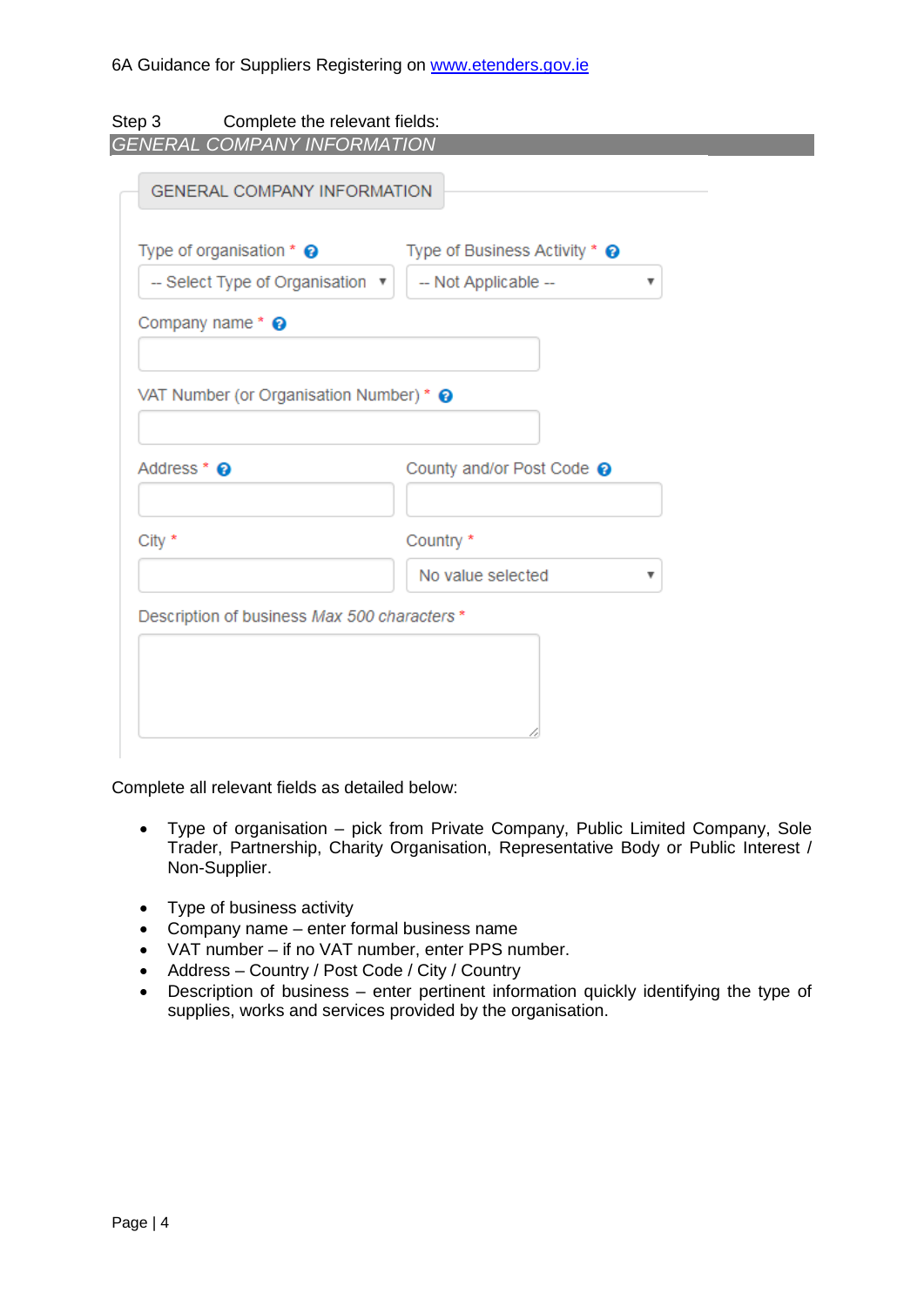Step 3 Complete the relevant fields:

*GENERAL COMPANY INFORMATION*

GENERAL COMPANY INFORMATION

Type of organisation * | Type of Business Activity *

-- Select Type of Organisation | -- Not Applicable --

Company name *

VAT Number (or Organisation Number) *

Address * | County and/or Post Code

City * | Country *

No value selected

Description of business *Max 500 characters* *

Complete all relevant fields as detailed below:

- Type of organisation – pick from Private Company, Public Limited Company, Sole Trader, Partnership, Charity Organisation, Representative Body or Public Interest / Non-Supplier.

- Type of business activity
- Company name – enter formal business name
- VAT number – if no VAT number, enter PPS number.
- Address – Country / Post Code / City / Country
- Description of business – enter pertinent information quickly identifying the type of supplies, works and services provided by the organisation.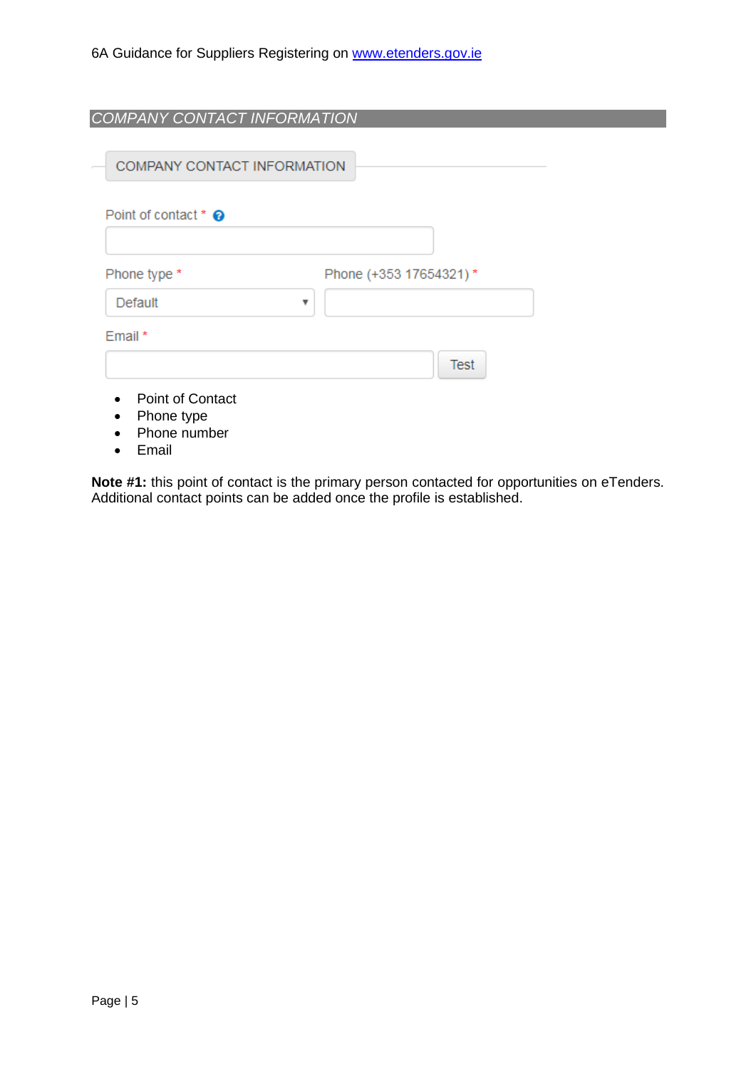## *COMPANY CONTACT INFORMATION*

COMPANY CONTACT INFORMATION

Point of contact *

Phone type * Default

Phone (+353 17654321) *

Email * Test

- Point of Contact
- Phone type
- Phone number
- Email

**Note #1:** this point of contact is the primary person contacted for opportunities on eTenders. Additional contact points can be added once the profile is established.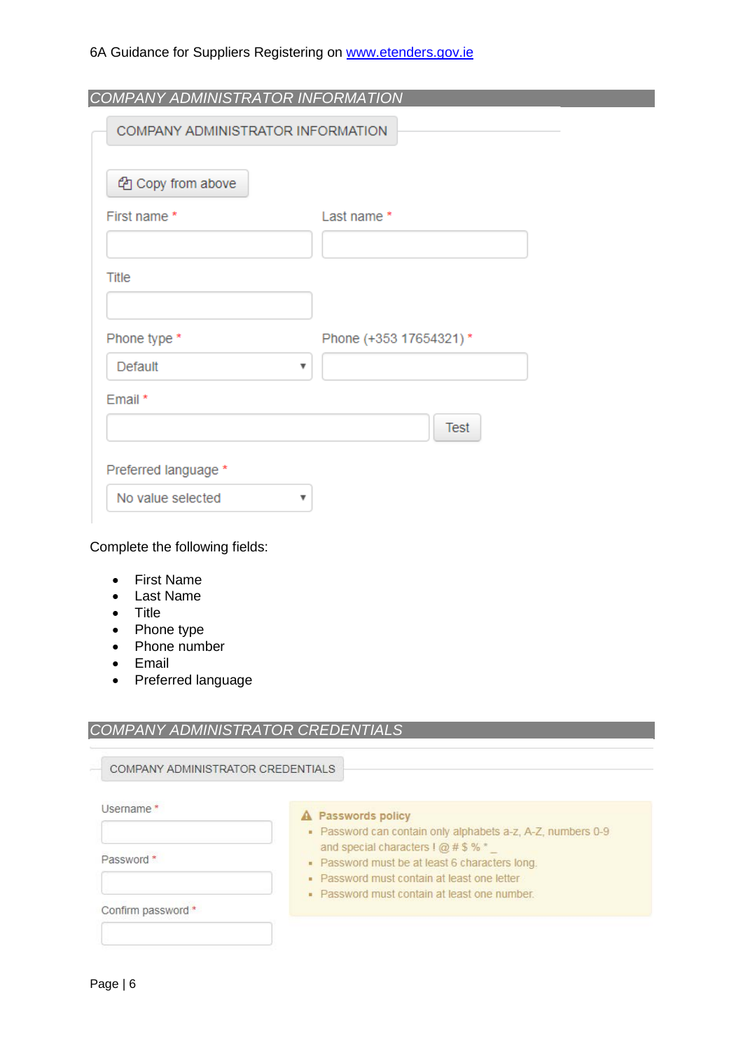## COMPANY ADMINISTRATOR INFORMATION

COMPANY ADMINISTRATOR INFORMATION

Copy from above

First name *

Last name *

Title

Phone type *

Default

Phone (+353 17654321) *

Email *

Test

Preferred language *

No value selected

Complete the following fields:

- First Name
- Last Name
- Title
- Phone type
- Phone number
- Email
- Preferred language

## COMPANY ADMINISTRATOR CREDENTIALS

COMPANY ADMINISTRATOR CREDENTIALS

Username *

Password *

Confirm password *

**Passwords policy**

- Password can contain only alphabets a-z, A-Z, numbers 0-9 and special characters ! @ # $ % * _
- Password must be at least 6 characters long.
- Password must contain at least one letter
- Password must contain at least one number.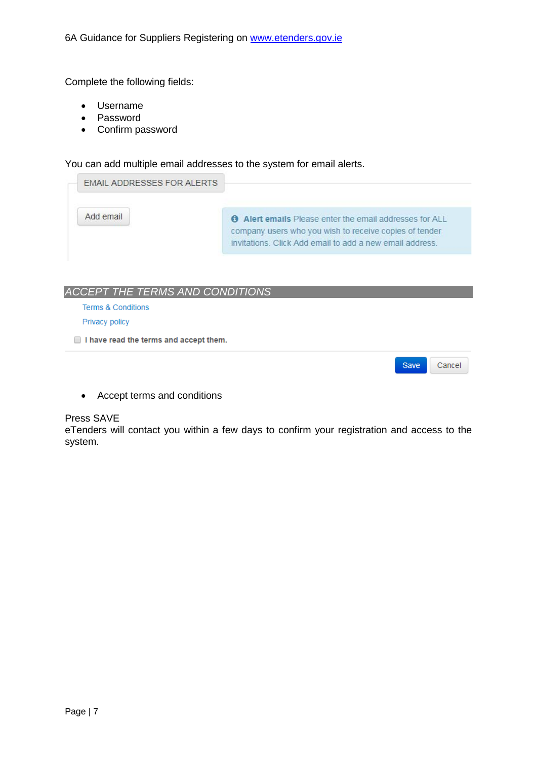Complete the following fields:

- Username
- Password
- Confirm password

You can add multiple email addresses to the system for email alerts.

EMAIL ADDRESSES FOR ALERTS

Add email

**Alert emails** Please enter the email addresses for ALL company users who you wish to receive copies of tender invitations. Click Add email to add a new email address.

*ACCEPT THE TERMS AND CONDITIONS*

Terms & Conditions

Privacy policy

- [ ] **I have read the terms and accept them.**

Save Cancel

- Accept terms and conditions

Press SAVE

eTenders will contact you within a few days to confirm your registration and access to the system.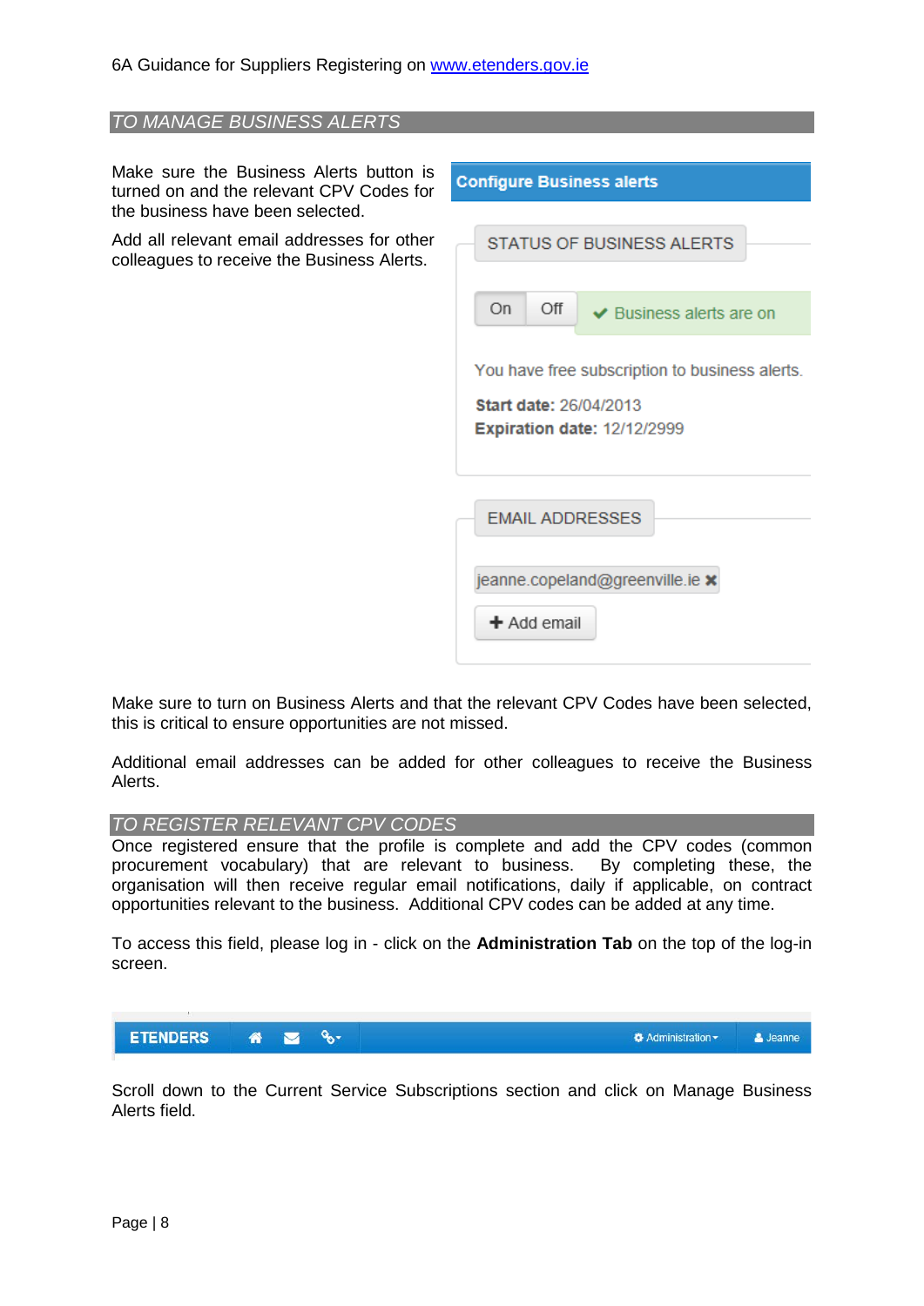## TO MANAGE BUSINESS ALERTS

Make sure the Business Alerts button is turned on and the relevant CPV Codes for the business have been selected.

Add all relevant email addresses for other colleagues to receive the Business Alerts.

**Configure Business alerts**

STATUS OF BUSINESS ALERTS

On Off ✔ Business alerts are on

You have free subscription to business alerts.

**Start date:** 26/04/2013
**Expiration date:** 12/12/2999

EMAIL ADDRESSES

jeanne.copeland@greenville.ie ✖

✚ Add email

Make sure to turn on Business Alerts and that the relevant CPV Codes have been selected, this is critical to ensure opportunities are not missed.

Additional email addresses can be added for other colleagues to receive the Business Alerts.

## TO REGISTER RELEVANT CPV CODES

Once registered ensure that the profile is complete and add the CPV codes (common procurement vocabulary) that are relevant to business. By completing these, the organisation will then receive regular email notifications, daily if applicable, on contract opportunities relevant to the business. Additional CPV codes can be added at any time.

To access this field, please log in - click on the **Administration Tab** on the top of the log-in screen.

ETENDERS | Administration ▾ | Jeanne

Scroll down to the Current Service Subscriptions section and click on Manage Business Alerts field.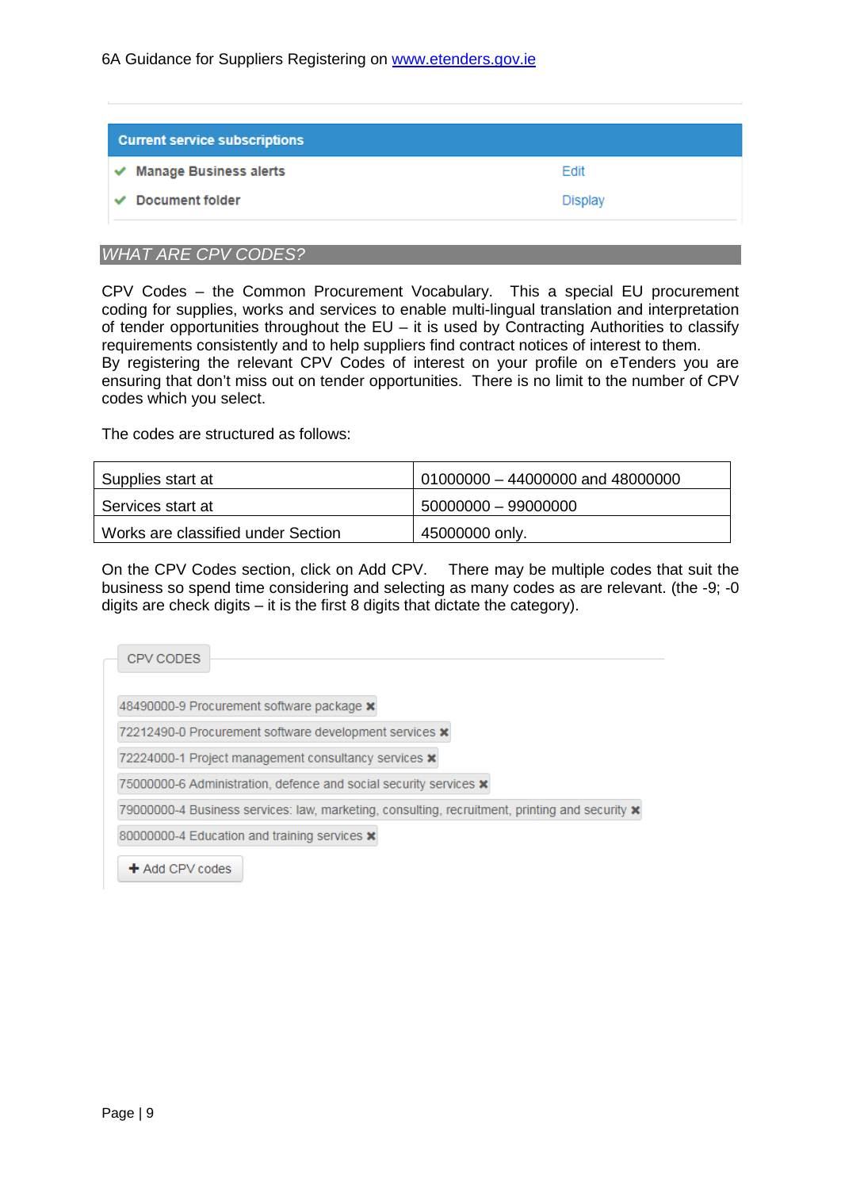| Current service subscriptions | |
|---|---|
| ✔ Manage Business alerts | Edit |
| ✔ Document folder | Display |

## *WHAT ARE CPV CODES?*

CPV Codes – the Common Procurement Vocabulary. This a special EU procurement coding for supplies, works and services to enable multi-lingual translation and interpretation of tender opportunities throughout the EU – it is used by Contracting Authorities to classify requirements consistently and to help suppliers find contract notices of interest to them.
By registering the relevant CPV Codes of interest on your profile on eTenders you are ensuring that don't miss out on tender opportunities. There is no limit to the number of CPV codes which you select.

The codes are structured as follows:

| | |
|---|---|
| Supplies start at | 01000000 – 44000000 and 48000000 |
| Services start at | 50000000 – 99000000 |
| Works are classified under Section | 45000000 only. |

On the CPV Codes section, click on Add CPV. There may be multiple codes that suit the business so spend time considering and selecting as many codes as are relevant. (the -9; -0 digits are check digits – it is the first 8 digits that dictate the category).

CPV CODES

- 48490000-9 Procurement software package ✖
- 72212490-0 Procurement software development services ✖
- 72224000-1 Project management consultancy services ✖
- 75000000-6 Administration, defence and social security services ✖
- 79000000-4 Business services: law, marketing, consulting, recruitment, printing and security ✖
- 80000000-4 Education and training services ✖

✚ Add CPV codes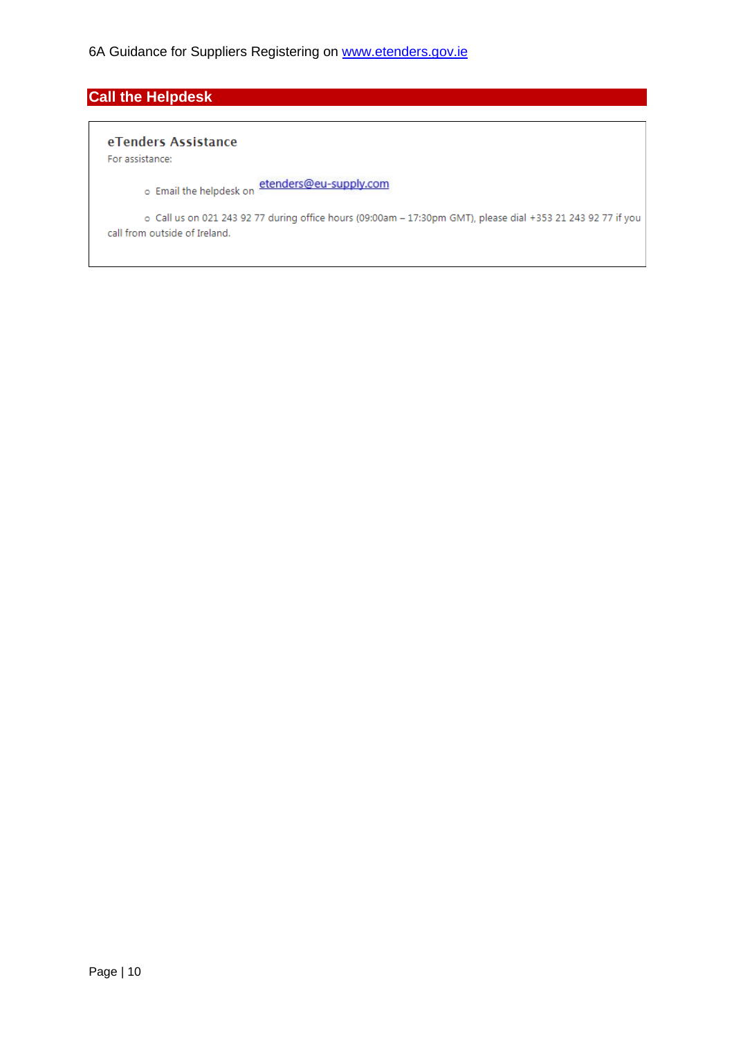## Call the Helpdesk

**eTenders Assistance**

For assistance:

- Email the helpdesk on etenders@eu-supply.com
- Call us on 021 243 92 77 during office hours (09:00am – 17:30pm GMT), please dial +353 21 243 92 77 if you call from outside of Ireland.